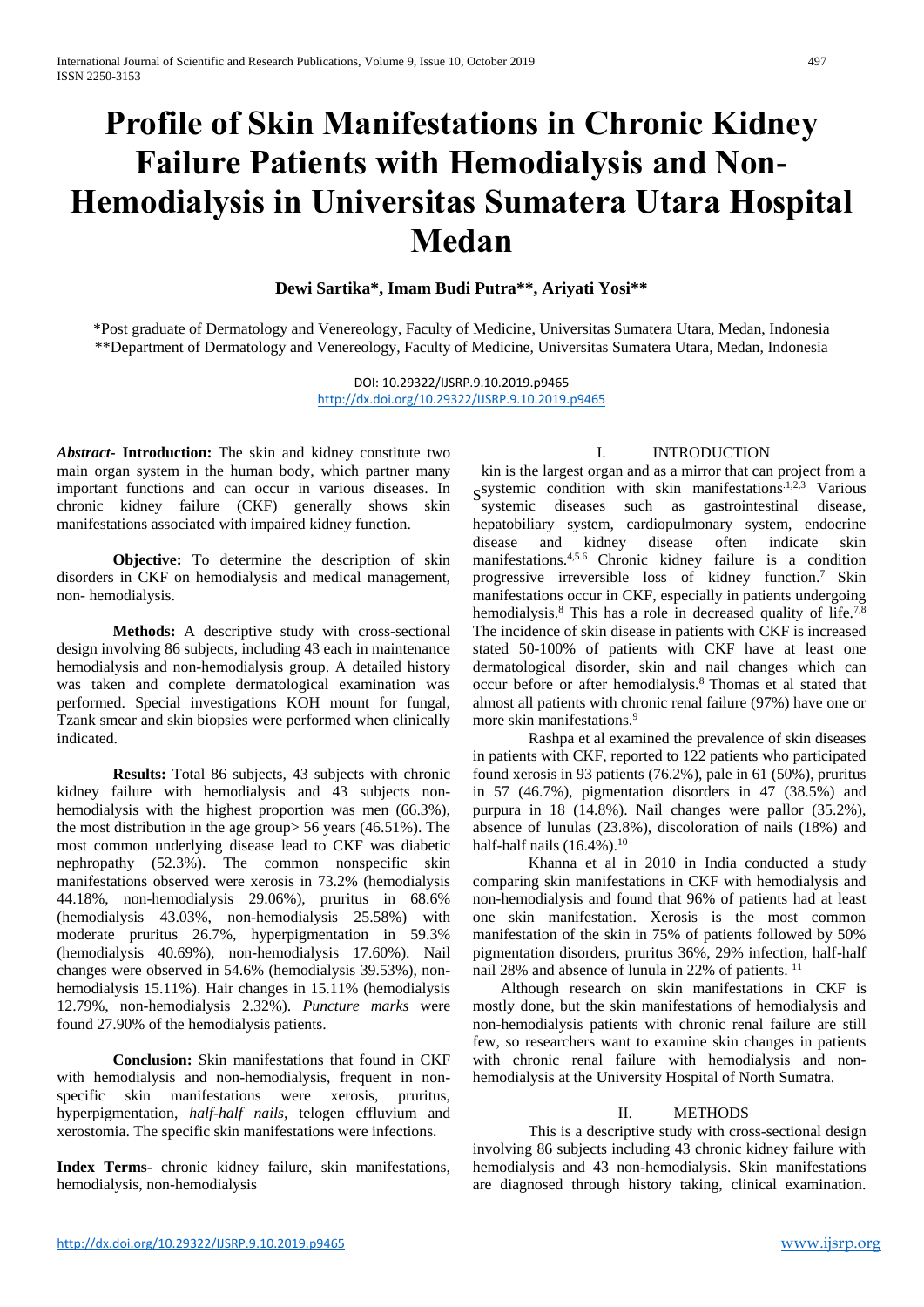# Profile of Skin Manifestations in Chronic Kidney Failure Patients with Hemodialysis and Non-Hemodialysis in Universitas Sumatera Utara Hospital Medan

**Dewi Sartika\*, Imam Budi Putra\*\*, Ariyati Yosi\*\***

\*Post graduate of Dermatology and Venereology, Faculty of Medicine, Universitas Sumatera Utara, Medan, Indonesia
\*\*Department of Dermatology and Venereology, Faculty of Medicine, Universitas Sumatera Utara, Medan, Indonesia

DOI: 10.29322/IJSRP.9.10.2019.p9465
http://dx.doi.org/10.29322/IJSRP.9.10.2019.p9465

***Abstract-*** **Introduction:** The skin and kidney constitute two main organ system in the human body, which partner many important functions and can occur in various diseases. In chronic kidney failure (CKF) generally shows skin manifestations associated with impaired kidney function.

**Objective:** To determine the description of skin disorders in CKF on hemodialysis and medical management, non- hemodialysis.

**Methods:** A descriptive study with cross-sectional design involving 86 subjects, including 43 each in maintenance hemodialysis and non-hemodialysis group. A detailed history was taken and complete dermatological examination was performed. Special investigations KOH mount for fungal, Tzank smear and skin biopsies were performed when clinically indicated.

**Results:** Total 86 subjects, 43 subjects with chronic kidney failure with hemodialysis and 43 subjects non-hemodialysis with the highest proportion was men (66.3%), the most distribution in the age group> 56 years (46.51%). The most common underlying disease lead to CKF was diabetic nephropathy (52.3%). The common nonspecific skin manifestations observed were xerosis in 73.2% (hemodialysis 44.18%, non-hemodialysis 29.06%), pruritus in 68.6% (hemodialysis 43.03%, non-hemodialysis 25.58%) with moderate pruritus 26.7%, hyperpigmentation in 59.3% (hemodialysis 40.69%), non-hemodialysis 17.60%). Nail changes were observed in 54.6% (hemodialysis 39.53%), non-hemodialysis 15.11%). Hair changes in 15.11% (hemodialysis 12.79%, non-hemodialysis 2.32%). *Puncture marks* were found 27.90% of the hemodialysis patients.

**Conclusion:** Skin manifestations that found in CKF with hemodialysis and non-hemodialysis, frequent in non-specific skin manifestations were xerosis, pruritus, hyperpigmentation, *half-half nails,* telogen effluvium and xerostomia. The specific skin manifestations were infections.

**Index Terms-** chronic kidney failure, skin manifestations, hemodialysis, non-hemodialysis

## I. INTRODUCTION

Skin is the largest organ and as a mirror that can project from a systemic condition with skin manifestations.[1,2,3] Various systemic diseases such as gastrointestinal disease, hepatobiliary system, cardiopulmonary system, endocrine disease and kidney disease often indicate skin manifestations.[4,5,6] Chronic kidney failure is a condition progressive irreversible loss of kidney function.[7] Skin manifestations occur in CKF, especially in patients undergoing hemodialysis.[8] This has a role in decreased quality of life.[7,8] The incidence of skin disease in patients with CKF is increased stated 50-100% of patients with CKF have at least one dermatological disorder, skin and nail changes which can occur before or after hemodialysis.[8] Thomas et al stated that almost all patients with chronic renal failure (97%) have one or more skin manifestations.[9]

Rashpa et al examined the prevalence of skin diseases in patients with CKF, reported to 122 patients who participated found xerosis in 93 patients (76.2%), pale in 61 (50%), pruritus in 57 (46.7%), pigmentation disorders in 47 (38.5%) and purpura in 18 (14.8%). Nail changes were pallor (35.2%), absence of lunulas (23.8%), discoloration of nails (18%) and half-half nails (16.4%).[10]

Khanna et al in 2010 in India conducted a study comparing skin manifestations in CKF with hemodialysis and non-hemodialysis and found that 96% of patients had at least one skin manifestation. Xerosis is the most common manifestation of the skin in 75% of patients followed by 50% pigmentation disorders, pruritus 36%, 29% infection, half-half nail 28% and absence of lunula in 22% of patients. [11]

Although research on skin manifestations in CKF is mostly done, but the skin manifestations of hemodialysis and non-hemodialysis patients with chronic renal failure are still few, so researchers want to examine skin changes in patients with chronic renal failure with hemodialysis and non-hemodialysis at the University Hospital of North Sumatra.

## II. METHODS

This is a descriptive study with cross-sectional design involving 86 subjects including 43 chronic kidney failure with hemodialysis and 43 non-hemodialysis. Skin manifestations are diagnosed through history taking, clinical examination.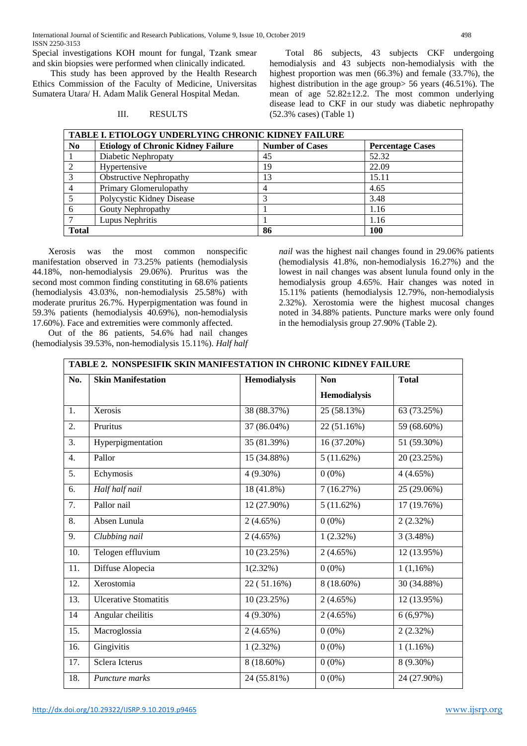Special investigations KOH mount for fungal, Tzank smear and skin biopsies were performed when clinically indicated.

This study has been approved by the Health Research Ethics Commission of the Faculty of Medicine, Universitas Sumatera Utara/ H. Adam Malik General Hospital Medan.

## III. RESULTS

Total 86 subjects, 43 subjects CKF undergoing hemodialysis and 43 subjects non-hemodialysis with the highest proportion was men (66.3%) and female (33.7%), the highest distribution in the age group> 56 years (46.51%). The mean of age 52.82±12.2. The most common underlying disease lead to CKF in our study was diabetic nephropathy (52.3% cases) (Table 1)

**TABLE I. ETIOLOGY UNDERLYING CHRONIC KIDNEY FAILURE**

| No | Etiology of Chronic Kidney Failure | Number of Cases | Percentage Cases |
|---|---|---|---|
| 1 | Diabetic Nephropaty | 45 | 52.32 |
| 2 | Hypertensive | 19 | 22.09 |
| 3 | Obstructive Nephropathy | 13 | 15.11 |
| 4 | Primary Glomerulopathy | 4 | 4.65 |
| 5 | Polycystic Kidney Disease | 3 | 3.48 |
| 6 | Gouty Nephropathy | 1 | 1.16 |
| 7 | Lupus Nephritis | 1 | 1.16 |
| **Total** | | **86** | **100** |

Xerosis was the most common nonspecific manifestation observed in 73.25% patients (hemodialysis 44.18%, non-hemodialysis 29.06%). Pruritus was the second most common finding constituting in 68.6% patients (hemodialysis 43.03%, non-hemodialysis 25.58%) with moderate pruritus 26.7%. Hyperpigmentation was found in 59.3% patients (hemodialysis 40.69%), non-hemodialysis 17.60%). Face and extremities were commonly affected.

Out of the 86 patients, 54.6% had nail changes (hemodialysis 39.53%, non-hemodialysis 15.11%). *Half half nail* was the highest nail changes found in 29.06% patients (hemodialysis 41.8%, non-hemodialysis 16.27%) and the lowest in nail changes was absent lunula found only in the hemodialysis group 4.65%. Hair changes was noted in 15.11% patients (hemodialysis 12.79%, non-hemodialysis 2.32%). Xerostomia were the highest mucosal changes noted in 34.88% patients. Puncture marks were only found in the hemodialysis group 27.90% (Table 2).

**TABLE 2. NONSPESIFIK SKIN MANIFESTATION IN CHRONIC KIDNEY FAILURE**

| No. | Skin Manifestation | Hemodialysis | Non Hemodialysis | Total |
|---|---|---|---|---|
| 1. | Xerosis | 38 (88.37%) | 25 (58.13%) | 63 (73.25%) |
| 2. | Pruritus | 37 (86.04%) | 22 (51.16%) | 59 (68.60%) |
| 3. | Hyperpigmentation | 35 (81.39%) | 16 (37.20%) | 51 (59.30%) |
| 4. | Pallor | 15 (34.88%) | 5 (11.62%) | 20 (23.25%) |
| 5. | Echymosis | 4 (9.30%) | 0 (0%) | 4 (4.65%) |
| 6. | *Half half nail* | 18 (41.8%) | 7 (16.27%) | 25 (29.06%) |
| 7. | Pallor nail | 12 (27.90%) | 5 (11.62%) | 17 (19.76%) |
| 8. | Absen Lunula | 2 (4.65%) | 0 (0%) | 2 (2.32%) |
| 9. | *Clubbing nail* | 2 (4.65%) | 1 (2.32%) | 3 (3.48%) |
| 10. | Telogen effluvium | 10 (23.25%) | 2 (4.65%) | 12 (13.95%) |
| 11. | Diffuse Alopecia | 1(2.32%) | 0 (0%) | 1 (1,16%) |
| 12. | Xerostomia | 22 ( 51.16%) | 8 (18.60%) | 30 (34.88%) |
| 13. | Ulcerative Stomatitis | 10 (23.25%) | 2 (4.65%) | 12 (13.95%) |
| 14 | Angular cheilitis | 4 (9.30%) | 2 (4.65%) | 6 (6,97%) |
| 15. | Macroglossia | 2 (4.65%) | 0 (0%) | 2 (2.32%) |
| 16. | Gingivitis | 1 (2.32%) | 0 (0%) | 1 (1.16%) |
| 17. | Sclera Icterus | 8 (18.60%) | 0 (0%) | 8 (9.30%) |
| 18. | *Puncture marks* | 24 (55.81%) | 0 (0%) | 24 (27.90%) |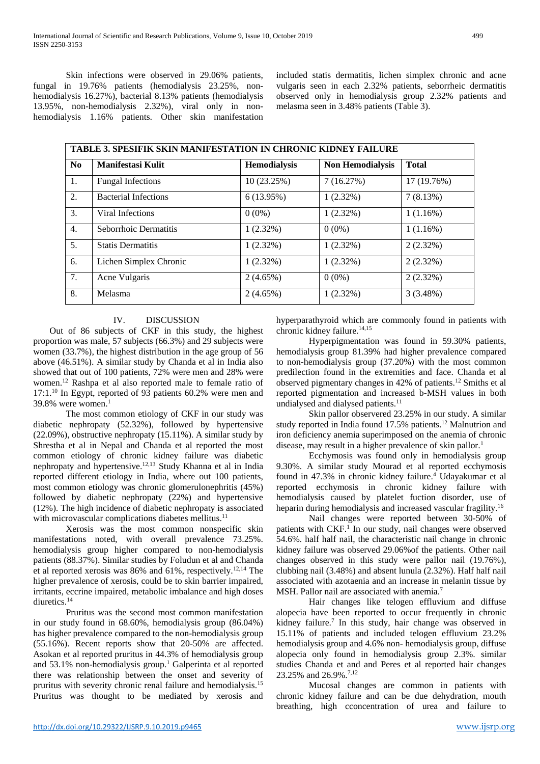Skin infections were observed in 29.06% patients, fungal in 19.76% patients (hemodialysis 23.25%, non-hemodialysis 16.27%), bacterial 8.13% patients (hemodialysis 13.95%, non-hemodialysis 2.32%), viral only in non-hemodialysis 1.16% patients. Other skin manifestation included statis dermatitis, lichen simplex chronic and acne vulgaris seen in each 2.32% patients, seborrheic dermatitis observed only in hemodialysis group 2.32% patients and melasma seen in 3.48% patients (Table 3).

**TABLE 3. SPESIFIK SKIN MANIFESTATION IN CHRONIC KIDNEY FAILURE**

| No | Manifestasi Kulit | Hemodialysis | Non Hemodialysis | Total |
|---|---|---|---|---|
| 1. | Fungal Infections | 10 (23.25%) | 7 (16.27%) | 17 (19.76%) |
| 2. | Bacterial Infections | 6 (13.95%) | 1 (2.32%) | 7 (8.13%) |
| 3. | Viral Infections | 0 (0%) | 1 (2.32%) | 1 (1.16%) |
| 4. | Seborrhoic Dermatitis | 1 (2.32%) | 0 (0%) | 1 (1.16%) |
| 5. | Statis Dermatitis | 1 (2.32%) | 1 (2.32%) | 2 (2.32%) |
| 6. | Lichen Simplex Chronic | 1 (2.32%) | 1 (2.32%) | 2 (2.32%) |
| 7. | Acne Vulgaris | 2 (4.65%) | 0 (0%) | 2 (2.32%) |
| 8. | Melasma | 2 (4.65%) | 1 (2.32%) | 3 (3.48%) |

## IV. DISCUSSION

Out of 86 subjects of CKF in this study, the highest proportion was male, 57 subjects (66.3%) and 29 subjects were women (33.7%), the highest distribution in the age group of 56 above (46.51%). A similar study by Chanda et al in India also showed that out of 100 patients, 72% were men and 28% were women.[12] Rashpa et al also reported male to female ratio of 17:1.[10] In Egypt, reported of 93 patients 60.2% were men and 39.8% were women.[1]

The most common etiology of CKF in our study was diabetic nephropaty (52.32%), followed by hypertensive (22.09%), obstructive nephropaty (15.11%). A similar study by Shrestha et al in Nepal and Chanda et al reported the most common etiology of chronic kidney failure was diabetic nephropaty and hypertensive.[12,13] Study Khanna et al in India reported different etiology in India, where out 100 patients, most common etiology was chronic glomerulonephritis (45%) followed by diabetic nephropaty (22%) and hypertensive (12%). The high incidence of diabetic nephropaty is associated with microvascular complications diabetes mellitus.[11]

Xerosis was the most common nonspecific skin manifestations noted, with overall prevalence 73.25%. hemodialysis group higher compared to non-hemodialysis patients (88.37%). Similar studies by Foludun et al and Chanda et al reported xerosis was 86% and 61%, respectively.[12,14] The higher prevalence of xerosis, could be to skin barrier impaired, irritants, eccrine impaired, metabolic imbalance and high doses diuretics.[14]

Pruritus was the second most common manifestation in our study found in 68.60%, hemodialysis group (86.04%) has higher prevalence compared to the non-hemodialysis group (55.16%). Recent reports show that 20-50% are affected. Asokan et al reported pruritus in 44.3% of hemodialysis group and 53.1% non-hemodialysis group.[1] Galperinta et al reported there was relationship between the onset and severity of pruritus with severity chronic renal failure and hemodialysis.[15] Pruritus was thought to be mediated by xerosis and hyperparathyroid which are commonly found in patients with chronic kidney failure.[14,15]

Hyperpigmentation was found in 59.30% patients, hemodialysis group 81.39% had higher prevalence compared to non-hemodialysis group (37.20%) with the most common predilection found in the extremities and face. Chanda et al observed pigmentary changes in 42% of patients.[12] Smiths et al reported pigmentation and increased b-MSH values in both undialysed and dialysed patients.[11]

Skin pallor observered 23.25% in our study. A similar study reported in India found 17.5% patients.[12] Malnutrion and iron deficiency anemia superimposed on the anemia of chronic disease, may result in a higher prevalence of skin pallor.[1]

Ecchymosis was found only in hemodialysis group 9.30%. A similar study Mourad et al reported ecchymosis found in 47.3% in chronic kidney failure.[4] Udayakumar et al reported ecchymosis in chronic kidney failure with hemodialysis caused by platelet fuction disorder, use of heparin during hemodialysis and increased vascular fragility.[16]

Nail changes were reported between 30-50% of patients with CKF.[1] In our study, nail changes were observed 54.6%. half half nail, the characteristic nail change in chronic kidney failure was observed 29.06%of the patients. Other nail changes observed in this study were pallor nail (19.76%), clubbing nail (3.48%) and absent lunula (2.32%). Half half nail associated with azotaenia and an increase in melanin tissue by MSH. Pallor nail are associated with anemia.[7]

Hair changes like telogen effluvium and diffuse alopecia have been reported to occur frequently in chronic kidney failure.[7] In this study, hair change was observed in 15.11% of patients and included telogen effluvium 23.2% hemodialysis group and 4.6% non- hemodialysis group, diffuse alopecia only found in hemodialysis group 2.3%. similar studies Chanda et and and Peres et al reported hair changes 23.25% and 26.9%.[7,12]

Mucosal changes are common in patients with chronic kidney failure and can be due dehydration, mouth breathing, high cconcentration of urea and failure to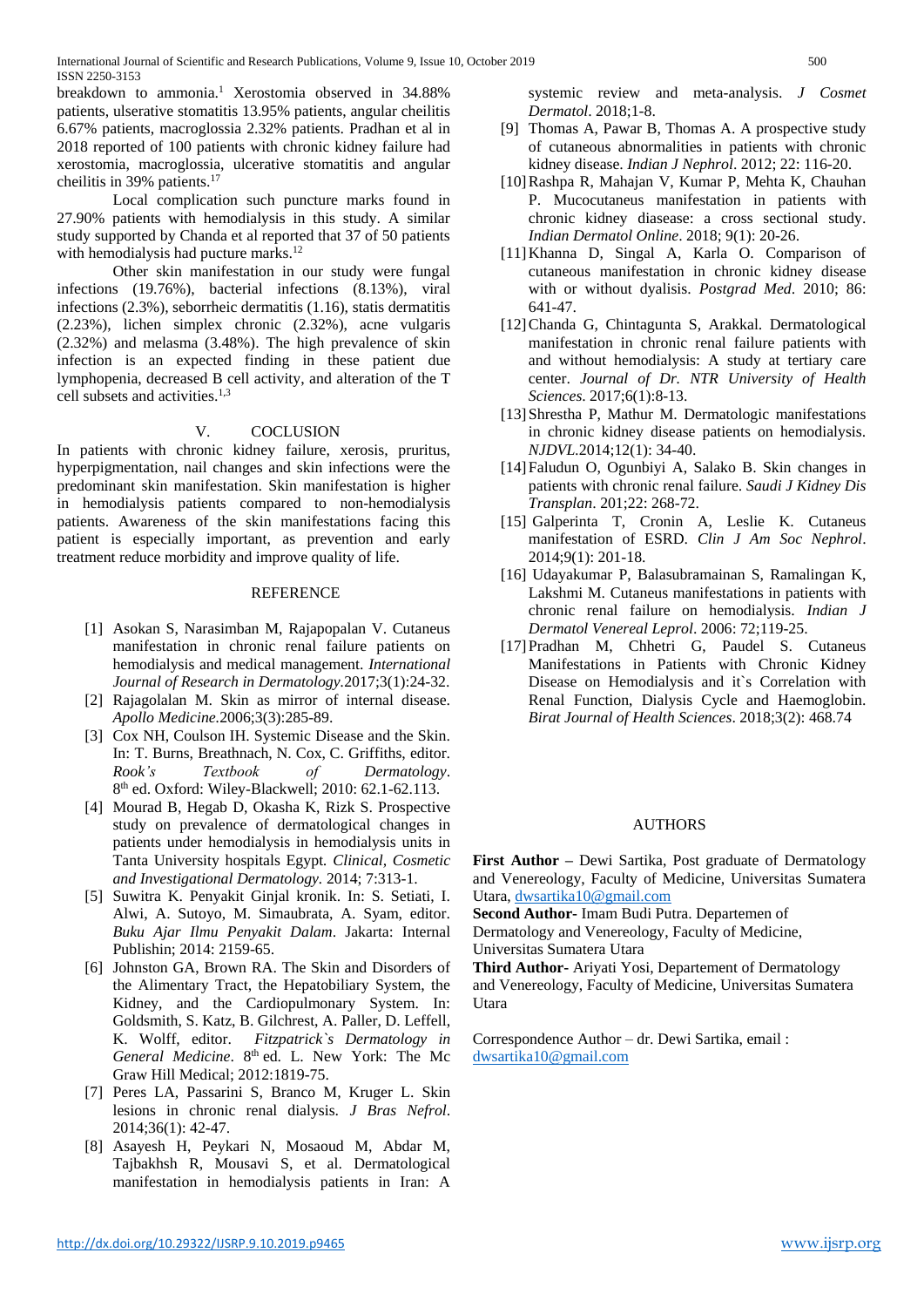breakdown to ammonia.[1] Xerostomia observed in 34.88% patients, ulserative stomatitis 13.95% patients, angular cheilitis 6.67% patients, macroglossia 2.32% patients. Pradhan et al in 2018 reported of 100 patients with chronic kidney failure had xerostomia, macroglossia, ulcerative stomatitis and angular cheilitis in 39% patients.[17]

Local complication such puncture marks found in 27.90% patients with hemodialysis in this study. A similar study supported by Chanda et al reported that 37 of 50 patients with hemodialysis had pucture marks.[12]

Other skin manifestation in our study were fungal infections (19.76%), bacterial infections (8.13%), viral infections (2.3%), seborrheic dermatitis (1.16), statis dermatitis (2.23%), lichen simplex chronic (2.32%), acne vulgaris (2.32%) and melasma (3.48%). The high prevalence of skin infection is an expected finding in these patient due lymphopenia, decreased B cell activity, and alteration of the T cell subsets and activities.[1,3]

## V. COCLUSION

In patients with chronic kidney failure, xerosis, pruritus, hyperpigmentation, nail changes and skin infections were the predominant skin manifestation. Skin manifestation is higher in hemodialysis patients compared to non-hemodialysis patients. Awareness of the skin manifestations facing this patient is especially important, as prevention and early treatment reduce morbidity and improve quality of life.

## REFERENCE

[1] Asokan S, Narasimban M, Rajapopalan V. Cutaneus manifestation in chronic renal failure patients on hemodialysis and medical management. *International Journal of Research in Dermatology*.2017;3(1):24-32.

[2] Rajagolalan M. Skin as mirror of internal disease. *Apollo Medicine*.2006;3(3):285-89.

[3] Cox NH, Coulson IH. Systemic Disease and the Skin. In: T. Burns, Breathnach, N. Cox, C. Griffiths, editor. *Rook's Textbook of Dermatology*. 8th ed. Oxford: Wiley-Blackwell; 2010: 62.1-62.113.

[4] Mourad B, Hegab D, Okasha K, Rizk S. Prospective study on prevalence of dermatological changes in patients under hemodialysis in hemodialysis units in Tanta University hospitals Egypt. *Clinical, Cosmetic and Investigational Dermatology*. 2014; 7:313-1.

[5] Suwitra K. Penyakit Ginjal kronik. In: S. Setiati, I. Alwi, A. Sutoyo, M. Simaubrata, A. Syam, editor. *Buku Ajar Ilmu Penyakit Dalam*. Jakarta: Internal Publishin; 2014: 2159-65.

[6] Johnston GA, Brown RA. The Skin and Disorders of the Alimentary Tract, the Hepatobiliary System, the Kidney, and the Cardiopulmonary System. In: Goldsmith, S. Katz, B. Gilchrest, A. Paller, D. Leffell, K. Wolff, editor. *Fitzpatrick`s Dermatology in General Medicine*. 8th ed. L. New York: The Mc Graw Hill Medical; 2012:1819-75.

[7] Peres LA, Passarini S, Branco M, Kruger L. Skin lesions in chronic renal dialysis. *J Bras Nefrol*. 2014;36(1): 42-47.

[8] Asayesh H, Peykari N, Mosaoud M, Abdar M, Tajbakhsh R, Mousavi S, et al. Dermatological manifestation in hemodialysis patients in Iran: A systemic review and meta-analysis. *J Cosmet Dermatol*. 2018;1-8.

[9] Thomas A, Pawar B, Thomas A. A prospective study of cutaneous abnormalities in patients with chronic kidney disease. *Indian J Nephrol*. 2012; 22: 116-20.

[10] Rashpa R, Mahajan V, Kumar P, Mehta K, Chauhan P. Mucocutaneus manifestation in patients with chronic kidney diasease: a cross sectional study. *Indian Dermatol Online*. 2018; 9(1): 20-26.

[11] Khanna D, Singal A, Karla O. Comparison of cutaneous manifestation in chronic kidney disease with or without dyalisis. *Postgrad Med*. 2010; 86: 641-47.

[12] Chanda G, Chintagunta S, Arakkal. Dermatological manifestation in chronic renal failure patients with and without hemodialysis: A study at tertiary care center. *Journal of Dr. NTR University of Health Sciences*. 2017;6(1):8-13.

[13] Shrestha P, Mathur M. Dermatologic manifestations in chronic kidney disease patients on hemodialysis. *NJDVL*.2014;12(1): 34-40.

[14] Faludun O, Ogunbiyi A, Salako B. Skin changes in patients with chronic renal failure. *Saudi J Kidney Dis Transplan*. 201;22: 268-72.

[15] Galperinta T, Cronin A, Leslie K. Cutaneus manifestation of ESRD. *Clin J Am Soc Nephrol*. 2014;9(1): 201-18.

[16] Udayakumar P, Balasubramainan S, Ramalingan K, Lakshmi M. Cutaneus manifestations in patients with chronic renal failure on hemodialysis. *Indian J Dermatol Venereal Leprol*. 2006: 72;119-25.

[17] Pradhan M, Chhetri G, Paudel S. Cutaneus Manifestations in Patients with Chronic Kidney Disease on Hemodialysis and it`s Correlation with Renal Function, Dialysis Cycle and Haemoglobin. *Birat Journal of Health Sciences*. 2018;3(2): 468.74

## AUTHORS

**First Author** – Dewi Sartika, Post graduate of Dermatology and Venereology, Faculty of Medicine, Universitas Sumatera Utara, dwsartika10@gmail.com

**Second Author**- Imam Budi Putra. Departemen of Dermatology and Venereology, Faculty of Medicine, Universitas Sumatera Utara

**Third Author**- Ariyati Yosi, Departement of Dermatology and Venereology, Faculty of Medicine, Universitas Sumatera Utara

Correspondence Author – dr. Dewi Sartika, email : dwsartika10@gmail.com